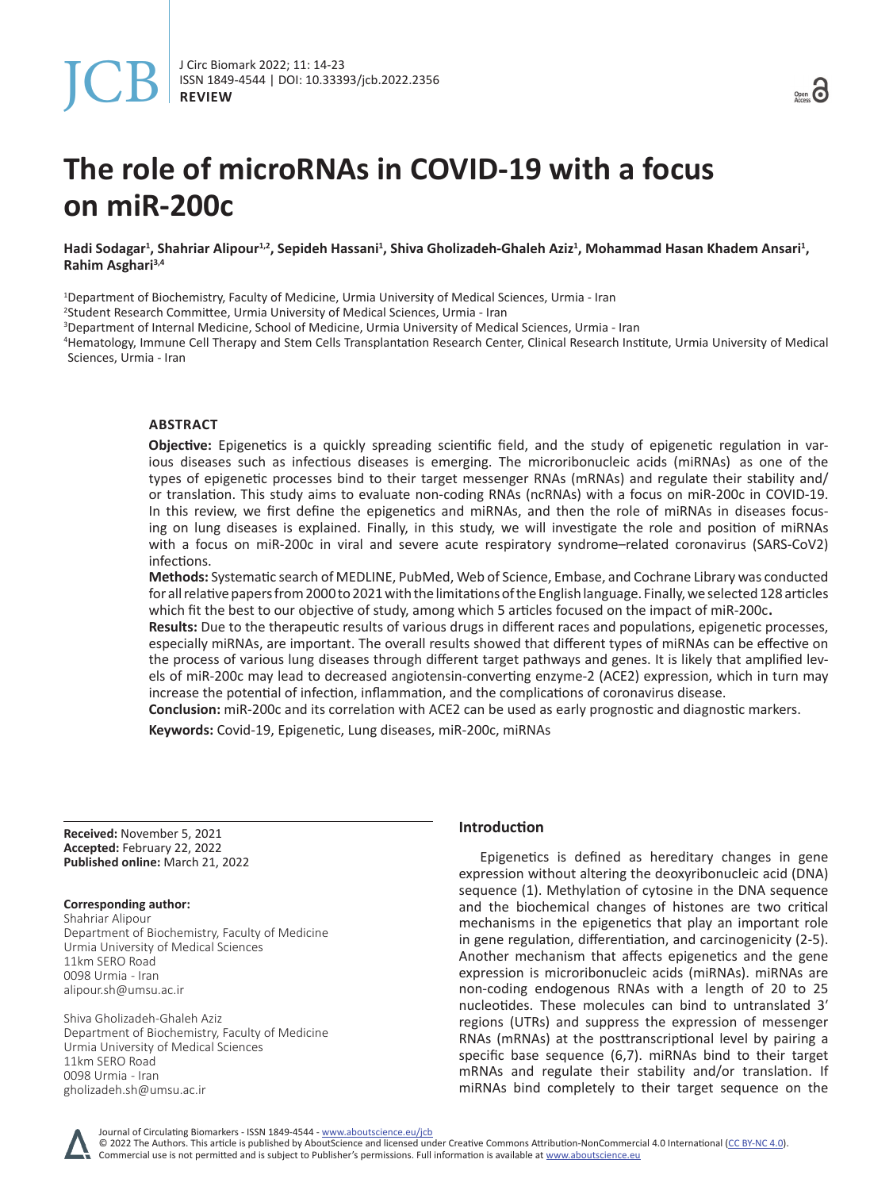# The role of microRNAs in COVID-19 with a focus on miR-200c

**Hadi Sodagar[1], Shahriar Alipour[1,2], Sepideh Hassani[1], Shiva Gholizadeh-Ghaleh Aziz[1], Mohammad Hasan Khadem Ansari[1], Rahim Asghari[3,4]**

[1]Department of Biochemistry, Faculty of Medicine, Urmia University of Medical Sciences, Urmia - Iran
[2]Student Research Committee, Urmia University of Medical Sciences, Urmia - Iran
[3]Department of Internal Medicine, School of Medicine, Urmia University of Medical Sciences, Urmia - Iran
[4]Hematology, Immune Cell Therapy and Stem Cells Transplantation Research Center, Clinical Research Institute, Urmia University of Medical Sciences, Urmia - Iran

## ABSTRACT

**Objective:** Epigenetics is a quickly spreading scientific field, and the study of epigenetic regulation in various diseases such as infectious diseases is emerging. The microribonucleic acids (miRNAs) as one of the types of epigenetic processes bind to their target messenger RNAs (mRNAs) and regulate their stability and/or translation. This study aims to evaluate non-coding RNAs (ncRNAs) with a focus on miR-200c in COVID-19. In this review, we first define the epigenetics and miRNAs, and then the role of miRNAs in diseases focusing on lung diseases is explained. Finally, in this study, we will investigate the role and position of miRNAs with a focus on miR-200c in viral and severe acute respiratory syndrome–related coronavirus (SARS-CoV2) infections.

**Methods:** Systematic search of MEDLINE, PubMed, Web of Science, Embase, and Cochrane Library was conducted for all relative papers from 2000 to 2021 with the limitations of the English language. Finally, we selected 128 articles which fit the best to our objective of study, among which 5 articles focused on the impact of miR-200c**.**

**Results:** Due to the therapeutic results of various drugs in different races and populations, epigenetic processes, especially miRNAs, are important. The overall results showed that different types of miRNAs can be effective on the process of various lung diseases through different target pathways and genes. It is likely that amplified levels of miR-200c may lead to decreased angiotensin-converting enzyme-2 (ACE2) expression, which in turn may increase the potential of infection, inflammation, and the complications of coronavirus disease.

**Conclusion:** miR-200c and its correlation with ACE2 can be used as early prognostic and diagnostic markers.

**Keywords:** Covid-19, Epigenetic, Lung diseases, miR-200c, miRNAs

**Received:** November 5, 2021
**Accepted:** February 22, 2022
**Published online:** March 21, 2022

**Corresponding author:**
Shahriar Alipour
Department of Biochemistry, Faculty of Medicine
Urmia University of Medical Sciences
11km SERO Road
0098 Urmia - Iran
alipour.sh@umsu.ac.ir

Shiva Gholizadeh-Ghaleh Aziz
Department of Biochemistry, Faculty of Medicine
Urmia University of Medical Sciences
11km SERO Road
0098 Urmia - Iran
gholizadeh.sh@umsu.ac.ir

## Introduction

Epigenetics is defined as hereditary changes in gene expression without altering the deoxyribonucleic acid (DNA) sequence (1). Methylation of cytosine in the DNA sequence and the biochemical changes of histones are two critical mechanisms in the epigenetics that play an important role in gene regulation, differentiation, and carcinogenicity (2-5). Another mechanism that affects epigenetics and the gene expression is microribonucleic acids (miRNAs). miRNAs are non-coding endogenous RNAs with a length of 20 to 25 nucleotides. These molecules can bind to untranslated 3′ regions (UTRs) and suppress the expression of messenger RNAs (mRNAs) at the posttranscriptional level by pairing a specific base sequence (6,7). miRNAs bind to their target mRNAs and regulate their stability and/or translation. If miRNAs bind completely to their target sequence on the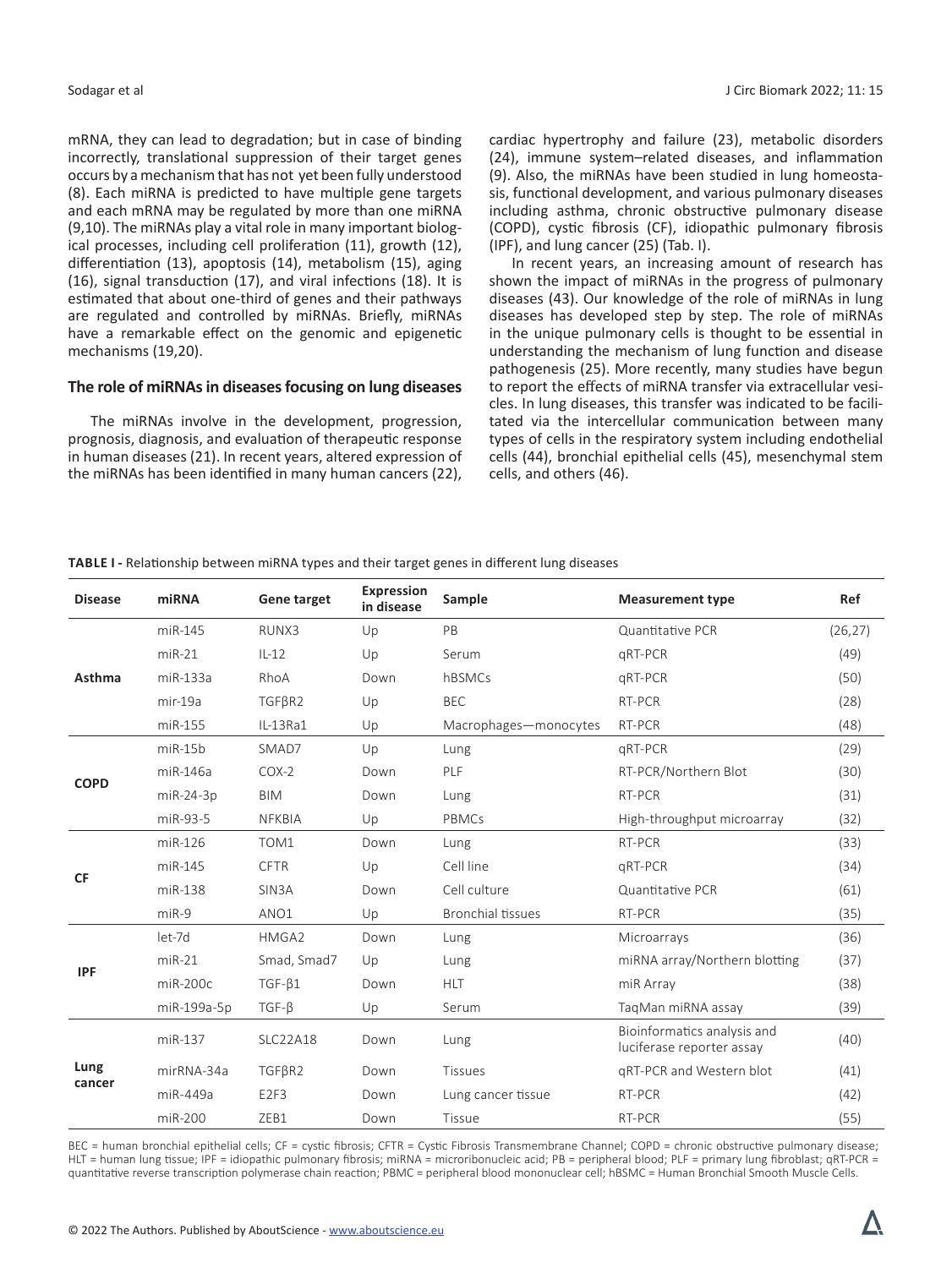mRNA, they can lead to degradation; but in case of binding incorrectly, translational suppression of their target genes occurs by a mechanism that has not yet been fully understood (8). Each miRNA is predicted to have multiple gene targets and each mRNA may be regulated by more than one miRNA (9,10). The miRNAs play a vital role in many important biological processes, including cell proliferation (11), growth (12), differentiation (13), apoptosis (14), metabolism (15), aging (16), signal transduction (17), and viral infections (18). It is estimated that about one-third of genes and their pathways are regulated and controlled by miRNAs. Briefly, miRNAs have a remarkable effect on the genomic and epigenetic mechanisms (19,20).

### The role of miRNAs in diseases focusing on lung diseases

The miRNAs involve in the development, progression, prognosis, diagnosis, and evaluation of therapeutic response in human diseases (21). In recent years, altered expression of the miRNAs has been identified in many human cancers (22), cardiac hypertrophy and failure (23), metabolic disorders (24), immune system–related diseases, and inflammation (9). Also, the miRNAs have been studied in lung homeostasis, functional development, and various pulmonary diseases including asthma, chronic obstructive pulmonary disease (COPD), cystic fibrosis (CF), idiopathic pulmonary fibrosis (IPF), and lung cancer (25) (Tab. I).

In recent years, an increasing amount of research has shown the impact of miRNAs in the progress of pulmonary diseases (43). Our knowledge of the role of miRNAs in lung diseases has developed step by step. The role of miRNAs in the unique pulmonary cells is thought to be essential in understanding the mechanism of lung function and disease pathogenesis (25). More recently, many studies have begun to report the effects of miRNA transfer via extracellular vesicles. In lung diseases, this transfer was indicated to be facilitated via the intercellular communication between many types of cells in the respiratory system including endothelial cells (44), bronchial epithelial cells (45), mesenchymal stem cells, and others (46).

**TABLE I -** Relationship between miRNA types and their target genes in different lung diseases

| Disease | miRNA | Gene target | Expression in disease | Sample | Measurement type | Ref |
|---|---|---|---|---|---|---|
| Asthma | miR-145 | RUNX3 | Up | PB | Quantitative PCR | (26,27) |
| | miR-21 | IL-12 | Up | Serum | qRT-PCR | (49) |
| | miR-133a | RhoA | Down | hBSMCs | qRT-PCR | (50) |
| | mir-19a | TGFβR2 | Up | BEC | RT-PCR | (28) |
| | miR-155 | IL-13Ra1 | Up | Macrophages—monocytes | RT-PCR | (48) |
| COPD | miR-15b | SMAD7 | Up | Lung | qRT-PCR | (29) |
| | miR-146a | COX-2 | Down | PLF | RT-PCR/Northern Blot | (30) |
| | miR-24-3p | BIM | Down | Lung | RT-PCR | (31) |
| | miR-93-5 | NFKBIA | Up | PBMCs | High-throughput microarray | (32) |
| CF | miR-126 | TOM1 | Down | Lung | RT-PCR | (33) |
| | miR-145 | CFTR | Up | Cell line | qRT-PCR | (34) |
| | miR-138 | SIN3A | Down | Cell culture | Quantitative PCR | (61) |
| | miR-9 | ANO1 | Up | Bronchial tissues | RT-PCR | (35) |
| IPF | let-7d | HMGA2 | Down | Lung | Microarrays | (36) |
| | miR-21 | Smad, Smad7 | Up | Lung | miRNA array/Northern blotting | (37) |
| | miR-200c | TGF-β1 | Down | HLT | miR Array | (38) |
| | miR-199a-5p | TGF-β | Up | Serum | TaqMan miRNA assay | (39) |
| Lung cancer | miR-137 | SLC22A18 | Down | Lung | Bioinformatics analysis and luciferase reporter assay | (40) |
| | mirRNA-34a | TGFβR2 | Down | Tissues | qRT-PCR and Western blot | (41) |
| | miR-449a | E2F3 | Down | Lung cancer tissue | RT-PCR | (42) |
| | miR-200 | ZEB1 | Down | Tissue | RT-PCR | (55) |

BEC = human bronchial epithelial cells; CF = cystic fibrosis; CFTR = Cystic Fibrosis Transmembrane Channel; COPD = chronic obstructive pulmonary disease; HLT = human lung tissue; IPF = idiopathic pulmonary fibrosis; miRNA = microribonucleic acid; PB = peripheral blood; PLF = primary lung fibroblast; qRT-PCR = quantitative reverse transcription polymerase chain reaction; PBMC = peripheral blood mononuclear cell; hBSMC = Human Bronchial Smooth Muscle Cells.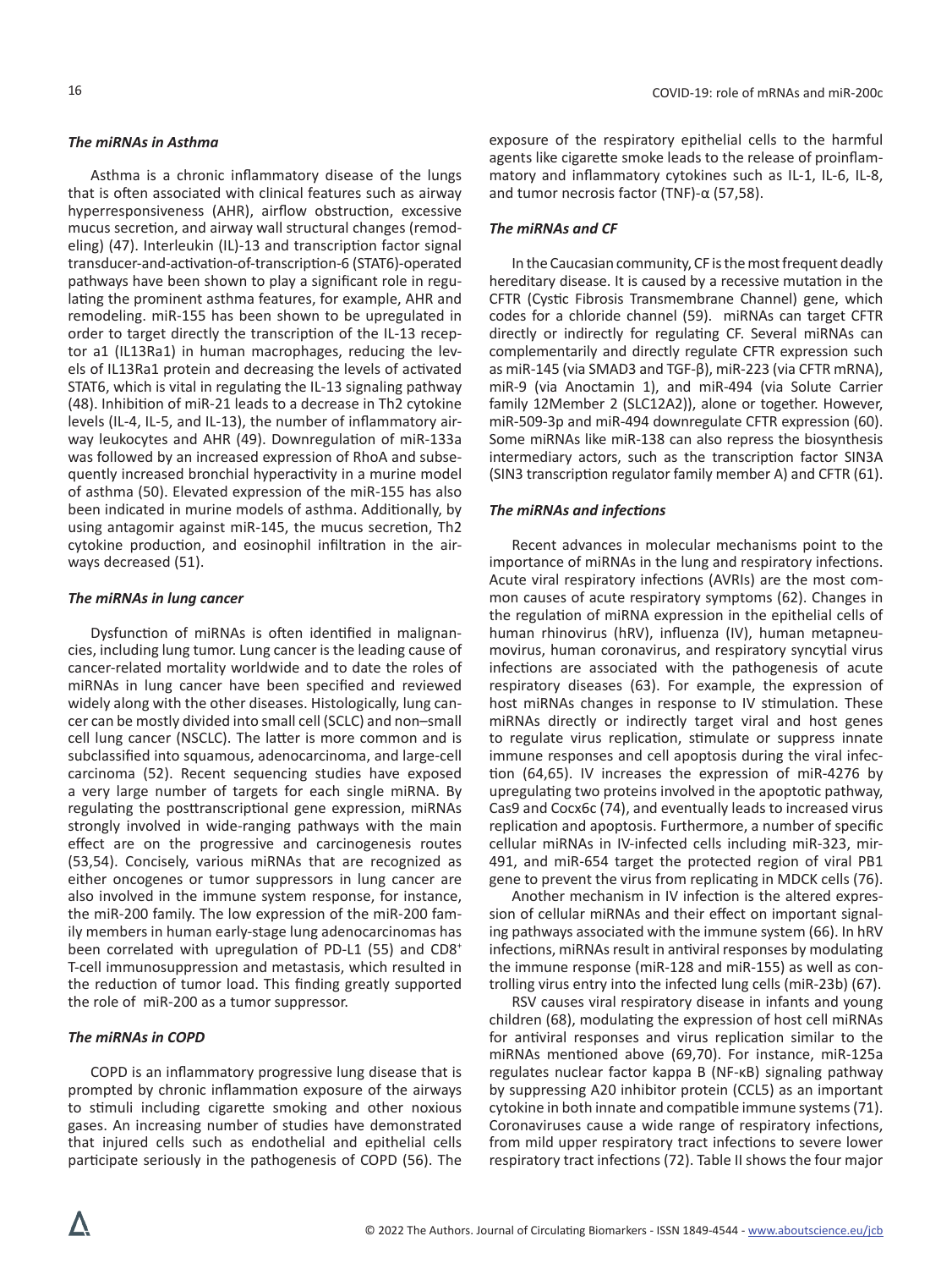### *The miRNAs in Asthma*

Asthma is a chronic inflammatory disease of the lungs that is often associated with clinical features such as airway hyperresponsiveness (AHR), airflow obstruction, excessive mucus secretion, and airway wall structural changes (remodeling) (47). Interleukin (IL)-13 and transcription factor signal transducer-and-activation-of-transcription-6 (STAT6)-operated pathways have been shown to play a significant role in regulating the prominent asthma features, for example, AHR and remodeling. miR-155 has been shown to be upregulated in order to target directly the transcription of the IL-13 receptor a1 (IL13Ra1) in human macrophages, reducing the levels of IL13Ra1 protein and decreasing the levels of activated STAT6, which is vital in regulating the IL-13 signaling pathway (48). Inhibition of miR-21 leads to a decrease in Th2 cytokine levels (IL-4, IL-5, and IL-13), the number of inflammatory airway leukocytes and AHR (49). Downregulation of miR-133a was followed by an increased expression of RhoA and subsequently increased bronchial hyperactivity in a murine model of asthma (50). Elevated expression of the miR-155 has also been indicated in murine models of asthma. Additionally, by using antagomir against miR-145, the mucus secretion, Th2 cytokine production, and eosinophil infiltration in the airways decreased (51).

### *The miRNAs in lung cancer*

Dysfunction of miRNAs is often identified in malignancies, including lung tumor. Lung cancer is the leading cause of cancer-related mortality worldwide and to date the roles of miRNAs in lung cancer have been specified and reviewed widely along with the other diseases. Histologically, lung cancer can be mostly divided into small cell (SCLC) and non–small cell lung cancer (NSCLC). The latter is more common and is subclassified into squamous, adenocarcinoma, and large-cell carcinoma (52). Recent sequencing studies have exposed a very large number of targets for each single miRNA. By regulating the posttranscriptional gene expression, miRNAs strongly involved in wide-ranging pathways with the main effect are on the progressive and carcinogenesis routes (53,54). Concisely, various miRNAs that are recognized as either oncogenes or tumor suppressors in lung cancer are also involved in the immune system response, for instance, the miR-200 family. The low expression of the miR-200 family members in human early-stage lung adenocarcinomas has been correlated with upregulation of PD-L1 (55) and CD8[+] T-cell immunosuppression and metastasis, which resulted in the reduction of tumor load. This finding greatly supported the role of miR-200 as a tumor suppressor.

### *The miRNAs in COPD*

COPD is an inflammatory progressive lung disease that is prompted by chronic inflammation exposure of the airways to stimuli including cigarette smoking and other noxious gases. An increasing number of studies have demonstrated that injured cells such as endothelial and epithelial cells participate seriously in the pathogenesis of COPD (56). The exposure of the respiratory epithelial cells to the harmful agents like cigarette smoke leads to the release of proinflammatory and inflammatory cytokines such as IL-1, IL-6, IL-8, and tumor necrosis factor (TNF)-α (57,58).

### *The miRNAs and CF*

In the Caucasian community, CF is the most frequent deadly hereditary disease. It is caused by a recessive mutation in the CFTR (Cystic Fibrosis Transmembrane Channel) gene, which codes for a chloride channel (59). miRNAs can target CFTR directly or indirectly for regulating CF. Several miRNAs can complementarily and directly regulate CFTR expression such as miR-145 (via SMAD3 and TGF-β), miR-223 (via CFTR mRNA), miR-9 (via Anoctamin 1), and miR-494 (via Solute Carrier family 12Member 2 (SLC12A2)), alone or together. However, miR-509-3p and miR-494 downregulate CFTR expression (60). Some miRNAs like miR-138 can also repress the biosynthesis intermediary actors, such as the transcription factor SIN3A (SIN3 transcription regulator family member A) and CFTR (61).

### *The miRNAs and infections*

Recent advances in molecular mechanisms point to the importance of miRNAs in the lung and respiratory infections. Acute viral respiratory infections (AVRIs) are the most common causes of acute respiratory symptoms (62). Changes in the regulation of miRNA expression in the epithelial cells of human rhinovirus (hRV), influenza (IV), human metapneumovirus, human coronavirus, and respiratory syncytial virus infections are associated with the pathogenesis of acute respiratory diseases (63). For example, the expression of host miRNAs changes in response to IV stimulation. These miRNAs directly or indirectly target viral and host genes to regulate virus replication, stimulate or suppress innate immune responses and cell apoptosis during the viral infection (64,65). IV increases the expression of miR-4276 by upregulating two proteins involved in the apoptotic pathway, Cas9 and Cocx6c (74), and eventually leads to increased virus replication and apoptosis. Furthermore, a number of specific cellular miRNAs in IV-infected cells including miR-323, mir-491, and miR-654 target the protected region of viral PB1 gene to prevent the virus from replicating in MDCK cells (76).

Another mechanism in IV infection is the altered expression of cellular miRNAs and their effect on important signaling pathways associated with the immune system (66). In hRV infections, miRNAs result in antiviral responses by modulating the immune response (miR-128 and miR-155) as well as controlling virus entry into the infected lung cells (miR-23b) (67).

RSV causes viral respiratory disease in infants and young children (68), modulating the expression of host cell miRNAs for antiviral responses and virus replication similar to the miRNAs mentioned above (69,70). For instance, miR-125a regulates nuclear factor kappa B (NF-κB) signaling pathway by suppressing A20 inhibitor protein (CCL5) as an important cytokine in both innate and compatible immune systems (71). Coronaviruses cause a wide range of respiratory infections, from mild upper respiratory tract infections to severe lower respiratory tract infections (72). Table II shows the four major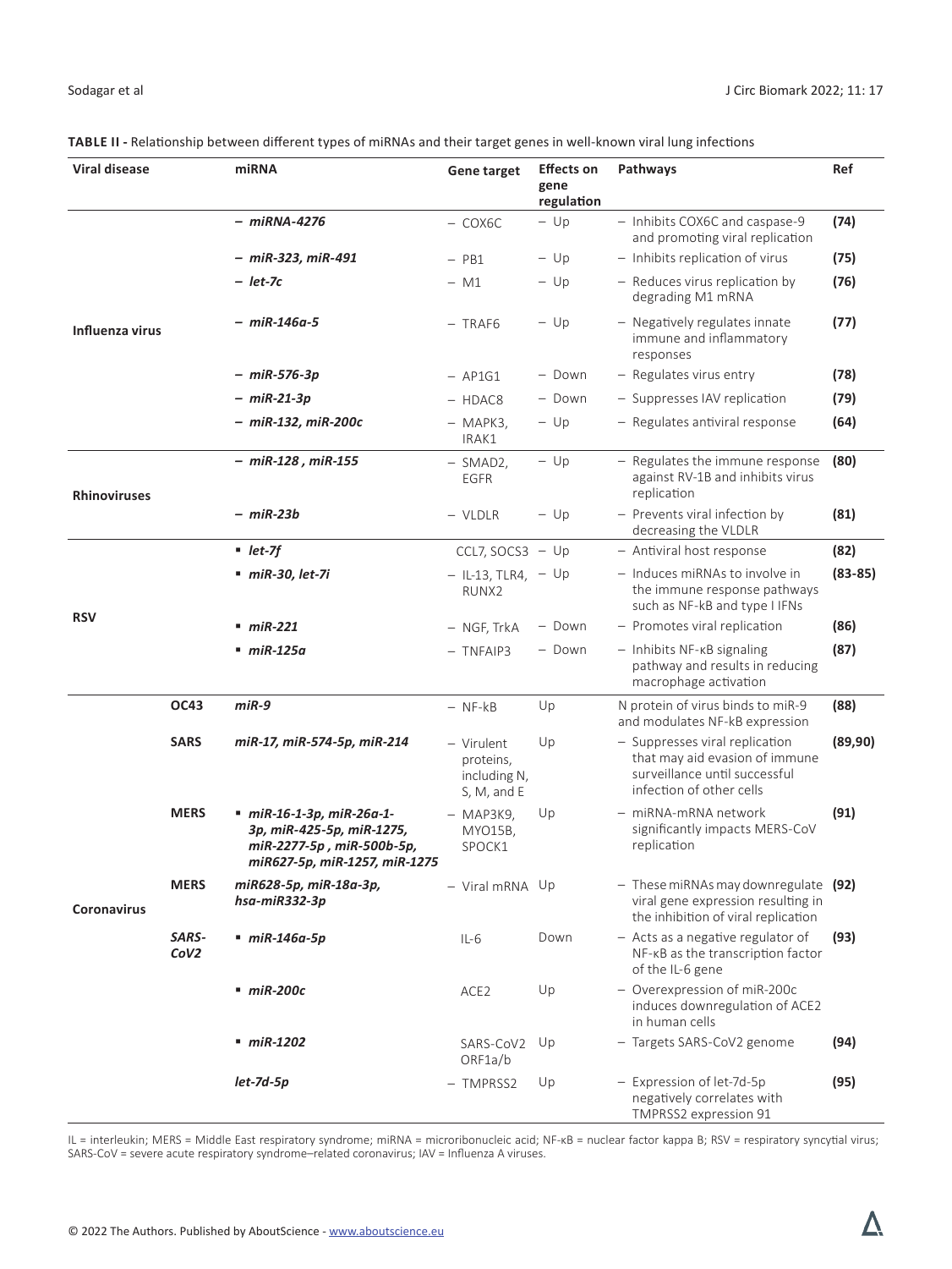**TABLE II -** Relationship between different types of miRNAs and their target genes in well-known viral lung infections

| Viral disease | | miRNA | Gene target | Effects on gene regulation | Pathways | Ref |
|---|---|---|---|---|---|---|
| Influenza virus | | – *miRNA-4276* | – COX6C | – Up | – Inhibits COX6C and caspase-9 and promoting viral replication | **(74)** |
| | | – *miR-323, miR-491* | – PB1 | – Up | – Inhibits replication of virus | **(75)** |
| | | – *let-7c* | – M1 | – Up | – Reduces virus replication by degrading M1 mRNA | **(76)** |
| | | – *miR-146a-5* | – TRAF6 | – Up | – Negatively regulates innate immune and inflammatory responses | **(77)** |
| | | – *miR-576-3p* | – AP1G1 | – Down | – Regulates virus entry | **(78)** |
| | | – *miR-21-3p* | – HDAC8 | – Down | – Suppresses IAV replication | **(79)** |
| | | – *miR-132, miR-200c* | – MAPK3, IRAK1 | – Up | – Regulates antiviral response | **(64)** |
| Rhinoviruses | | – *miR-128 , miR-155* | – SMAD2, EGFR | – Up | – Regulates the immune response against RV-1B and inhibits virus replication | **(80)** |
| | | – *miR-23b* | – VLDLR | – Up | – Prevents viral infection by decreasing the VLDLR | **(81)** |
| RSV | | ▪ *let-7f* | CCL7, SOCS3 | – Up | – Antiviral host response | **(82)** |
| | | ▪ *miR-30, let-7i* | – IL-13, TLR4, RUNX2 | – Up | – Induces miRNAs to involve in the immune response pathways such as NF-kB and type I IFNs | **(83-85)** |
| | | ▪ *miR-221* | – NGF, TrkA | – Down | – Promotes viral replication | **(86)** |
| | | ▪ *miR-125a* | – TNFAIP3 | – Down | – Inhibits NF-κB signaling pathway and results in reducing macrophage activation | **(87)** |
| Coronavirus | **OC43** | *miR-9* | – NF-kB | Up | N protein of virus binds to miR-9 and modulates NF-kB expression | **(88)** |
| | **SARS** | *miR-17, miR-574-5p, miR-214* | – Virulent proteins, including N, S, M, and E | Up | – Suppresses viral replication that may aid evasion of immune surveillance until successful infection of other cells | **(89,90)** |
| | **MERS** | ▪ *miR-16-1-3p, miR-26a-1-3p, miR-425-5p, miR-1275, miR-2277-5p , miR-500b-5p, miR627-5p, miR-1257, miR-1275* | – MAP3K9, MYO15B, SPOCK1 | Up | – miRNA-mRNA network significantly impacts MERS-CoV replication | **(91)** |
| | **MERS** | *miR628-5p, miR-18a-3p, hsa-miR332-3p* | – Viral mRNA | Up | – These miRNAs may downregulate viral gene expression resulting in the inhibition of viral replication | **(92)** |
| | ***SARS-CoV2*** | ▪ *miR-146a-5p* | IL-6 | Down | – Acts as a negative regulator of NF-κB as the transcription factor of the IL-6 gene | **(93)** |
| | | ▪ *miR-200c* | ACE2 | Up | – Overexpression of miR-200c induces downregulation of ACE2 in human cells | |
| | | ▪ *miR-1202* | SARS-CoV2 ORF1a/b | Up | – Targets SARS-CoV2 genome | **(94)** |
| | | *let-7d-5p* | – TMPRSS2 | Up | – Expression of let-7d-5p negatively correlates with TMPRSS2 expression 91 | **(95)** |

IL = interleukin; MERS = Middle East respiratory syndrome; miRNA = microribonucleic acid; NF-κB = nuclear factor kappa B; RSV = respiratory syncytial virus; SARS-CoV = severe acute respiratory syndrome–related coronavirus; IAV = Influenza A viruses.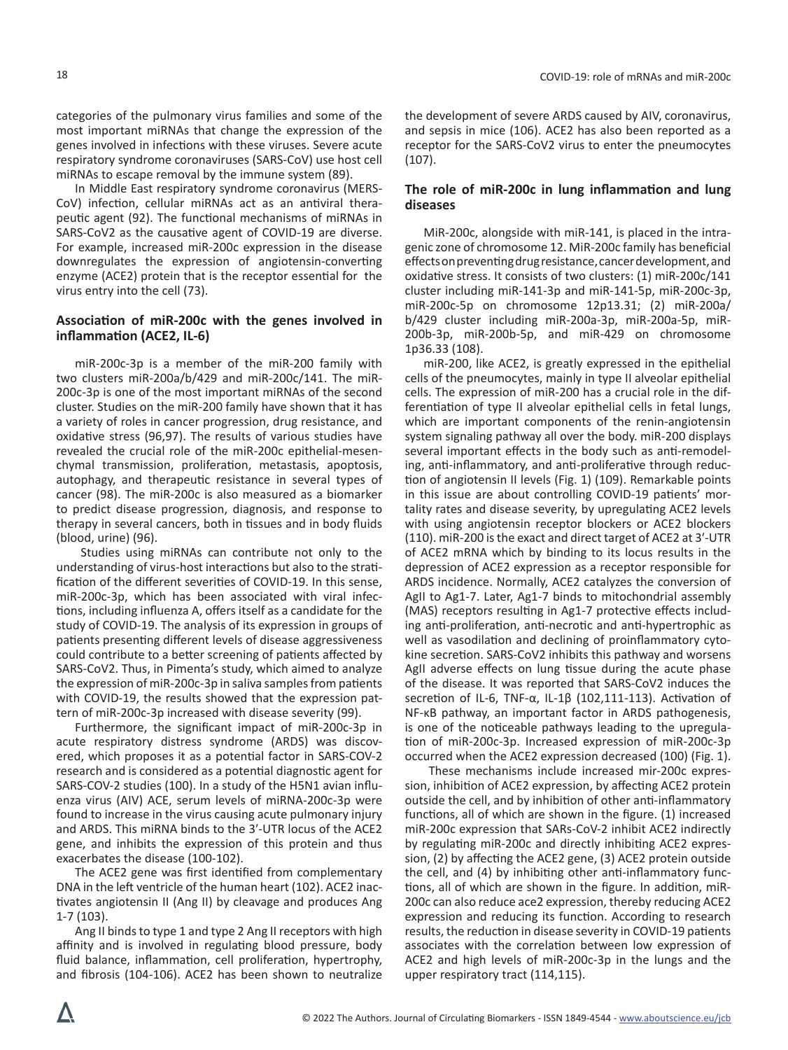categories of the pulmonary virus families and some of the most important miRNAs that change the expression of the genes involved in infections with these viruses. Severe acute respiratory syndrome coronaviruses (SARS-CoV) use host cell miRNAs to escape removal by the immune system (89).

In Middle East respiratory syndrome coronavirus (MERS-CoV) infection, cellular miRNAs act as an antiviral therapeutic agent (92). The functional mechanisms of miRNAs in SARS-CoV2 as the causative agent of COVID-19 are diverse. For example, increased miR-200c expression in the disease downregulates the expression of angiotensin-converting enzyme (ACE2) protein that is the receptor essential for the virus entry into the cell (73).

## Association of miR-200c with the genes involved in inflammation (ACE2, IL-6)

miR-200c-3p is a member of the miR-200 family with two clusters miR-200a/b/429 and miR-200c/141. The miR-200c-3p is one of the most important miRNAs of the second cluster. Studies on the miR-200 family have shown that it has a variety of roles in cancer progression, drug resistance, and oxidative stress (96,97). The results of various studies have revealed the crucial role of the miR-200c epithelial-mesenchymal transmission, proliferation, metastasis, apoptosis, autophagy, and therapeutic resistance in several types of cancer (98). The miR-200c is also measured as a biomarker to predict disease progression, diagnosis, and response to therapy in several cancers, both in tissues and in body fluids (blood, urine) (96).

Studies using miRNAs can contribute not only to the understanding of virus-host interactions but also to the stratification of the different severities of COVID-19. In this sense, miR-200c-3p, which has been associated with viral infections, including influenza A, offers itself as a candidate for the study of COVID-19. The analysis of its expression in groups of patients presenting different levels of disease aggressiveness could contribute to a better screening of patients affected by SARS-CoV2. Thus, in Pimenta's study, which aimed to analyze the expression of miR-200c-3p in saliva samples from patients with COVID-19, the results showed that the expression pattern of miR-200c-3p increased with disease severity (99).

Furthermore, the significant impact of miR-200c-3p in acute respiratory distress syndrome (ARDS) was discovered, which proposes it as a potential factor in SARS-COV-2 research and is considered as a potential diagnostic agent for SARS-COV-2 studies (100). In a study of the H5N1 avian influenza virus (AIV) ACE, serum levels of miRNA-200c-3p were found to increase in the virus causing acute pulmonary injury and ARDS. This miRNA binds to the 3′-UTR locus of the ACE2 gene, and inhibits the expression of this protein and thus exacerbates the disease (100-102).

The ACE2 gene was first identified from complementary DNA in the left ventricle of the human heart (102). ACE2 inactivates angiotensin II (Ang II) by cleavage and produces Ang 1-7 (103).

Ang II binds to type 1 and type 2 Ang II receptors with high affinity and is involved in regulating blood pressure, body fluid balance, inflammation, cell proliferation, hypertrophy, and fibrosis (104-106). ACE2 has been shown to neutralize the development of severe ARDS caused by AIV, coronavirus, and sepsis in mice (106). ACE2 has also been reported as a receptor for the SARS-CoV2 virus to enter the pneumocytes (107).

## The role of miR-200c in lung inflammation and lung diseases

MiR-200c, alongside with miR-141, is placed in the intragenic zone of chromosome 12. MiR-200c family has beneficial effects on preventing drug resistance, cancer development, and oxidative stress. It consists of two clusters: (1) miR-200c/141 cluster including miR-141-3p and miR-141-5p, miR-200c-3p, miR-200c-5p on chromosome 12p13.31; (2) miR-200a/b/429 cluster including miR-200a-3p, miR-200a-5p, miR-200b-3p, miR-200b-5p, and miR-429 on chromosome 1p36.33 (108).

miR-200, like ACE2, is greatly expressed in the epithelial cells of the pneumocytes, mainly in type II alveolar epithelial cells. The expression of miR-200 has a crucial role in the differentiation of type II alveolar epithelial cells in fetal lungs, which are important components of the renin-angiotensin system signaling pathway all over the body. miR-200 displays several important effects in the body such as anti-remodeling, anti-inflammatory, and anti-proliferative through reduction of angiotensin II levels (Fig. 1) (109). Remarkable points in this issue are about controlling COVID-19 patients' mortality rates and disease severity, by upregulating ACE2 levels with using angiotensin receptor blockers or ACE2 blockers (110). miR-200 is the exact and direct target of ACE2 at 3′-UTR of ACE2 mRNA which by binding to its locus results in the depression of ACE2 expression as a receptor responsible for ARDS incidence. Normally, ACE2 catalyzes the conversion of AgII to Ag1-7. Later, Ag1-7 binds to mitochondrial assembly (MAS) receptors resulting in Ag1-7 protective effects including anti-proliferation, anti-necrotic and anti-hypertrophic as well as vasodilation and declining of proinflammatory cytokine secretion. SARS-CoV2 inhibits this pathway and worsens AgII adverse effects on lung tissue during the acute phase of the disease. It was reported that SARS-CoV2 induces the secretion of IL-6, TNF-α, IL-1β (102,111-113). Activation of NF-κB pathway, an important factor in ARDS pathogenesis, is one of the noticeable pathways leading to the upregulation of miR-200c-3p. Increased expression of miR-200c-3p occurred when the ACE2 expression decreased (100) (Fig. 1).

These mechanisms include increased mir-200c expression, inhibition of ACE2 expression, by affecting ACE2 protein outside the cell, and by inhibition of other anti-inflammatory functions, all of which are shown in the figure. (1) increased miR-200c expression that SARs-CoV-2 inhibit ACE2 indirectly by regulating miR-200c and directly inhibiting ACE2 expression, (2) by affecting the ACE2 gene, (3) ACE2 protein outside the cell, and (4) by inhibiting other anti-inflammatory functions, all of which are shown in the figure. In addition, miR-200c can also reduce ace2 expression, thereby reducing ACE2 expression and reducing its function. According to research results, the reduction in disease severity in COVID-19 patients associates with the correlation between low expression of ACE2 and high levels of miR-200c-3p in the lungs and the upper respiratory tract (114,115).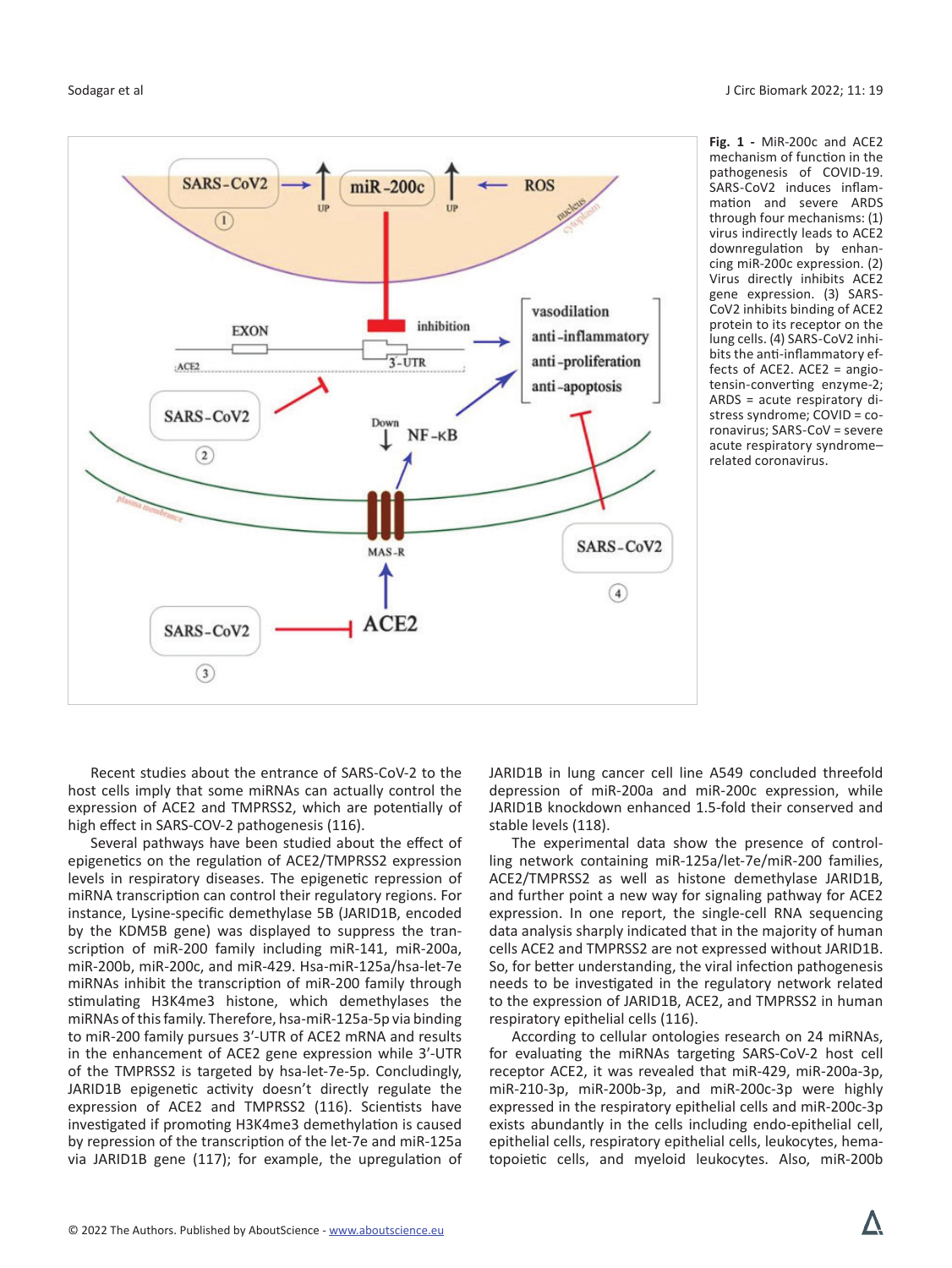**Fig. 1 -** MiR-200c and ACE2 mechanism of function in the pathogenesis of COVID-19. SARS-CoV2 induces inflammation and severe ARDS through four mechanisms: (1) virus indirectly leads to ACE2 downregulation by enhancing miR-200c expression. (2) Virus directly inhibits ACE2 gene expression. (3) SARS-CoV2 inhibits binding of ACE2 protein to its receptor on the lung cells. (4) SARS-CoV2 inhibits the anti-inflammatory effects of ACE2. ACE2 = angiotensin-converting enzyme-2; ARDS = acute respiratory distress syndrome; COVID = coronavirus; SARS-CoV = severe acute respiratory syndrome–related coronavirus.

Recent studies about the entrance of SARS-CoV-2 to the host cells imply that some miRNAs can actually control the expression of ACE2 and TMPRSS2, which are potentially of high effect in SARS-COV-2 pathogenesis (116).

Several pathways have been studied about the effect of epigenetics on the regulation of ACE2/TMPRSS2 expression levels in respiratory diseases. The epigenetic repression of miRNA transcription can control their regulatory regions. For instance, Lysine-specific demethylase 5B (JARID1B, encoded by the KDM5B gene) was displayed to suppress the transcription of miR-200 family including miR-141, miR-200a, miR-200b, miR-200c, and miR-429. Hsa-miR-125a/hsa-let-7e miRNAs inhibit the transcription of miR-200 family through stimulating H3K4me3 histone, which demethylases the miRNAs of this family. Therefore, hsa-miR-125a-5p via binding to miR-200 family pursues 3′-UTR of ACE2 mRNA and results in the enhancement of ACE2 gene expression while 3′-UTR of the TMPRSS2 is targeted by hsa-let-7e-5p. Concludingly, JARID1B epigenetic activity doesn't directly regulate the expression of ACE2 and TMPRSS2 (116). Scientists have investigated if promoting H3K4me3 demethylation is caused by repression of the transcription of the let-7e and miR-125a via JARID1B gene (117); for example, the upregulation of JARID1B in lung cancer cell line A549 concluded threefold depression of miR-200a and miR-200c expression, while JARID1B knockdown enhanced 1.5-fold their conserved and stable levels (118).

The experimental data show the presence of controlling network containing miR-125a/let-7e/miR-200 families, ACE2/TMPRSS2 as well as histone demethylase JARID1B, and further point a new way for signaling pathway for ACE2 expression. In one report, the single-cell RNA sequencing data analysis sharply indicated that in the majority of human cells ACE2 and TMPRSS2 are not expressed without JARID1B. So, for better understanding, the viral infection pathogenesis needs to be investigated in the regulatory network related to the expression of JARID1B, ACE2, and TMPRSS2 in human respiratory epithelial cells (116).

According to cellular ontologies research on 24 miRNAs, for evaluating the miRNAs targeting SARS-CoV-2 host cell receptor ACE2, it was revealed that miR-429, miR-200a-3p, miR-210-3p, miR-200b-3p, and miR-200c-3p were highly expressed in the respiratory epithelial cells and miR-200c-3p exists abundantly in the cells including endo-epithelial cell, epithelial cells, respiratory epithelial cells, leukocytes, hematopoietic cells, and myeloid leukocytes. Also, miR-200b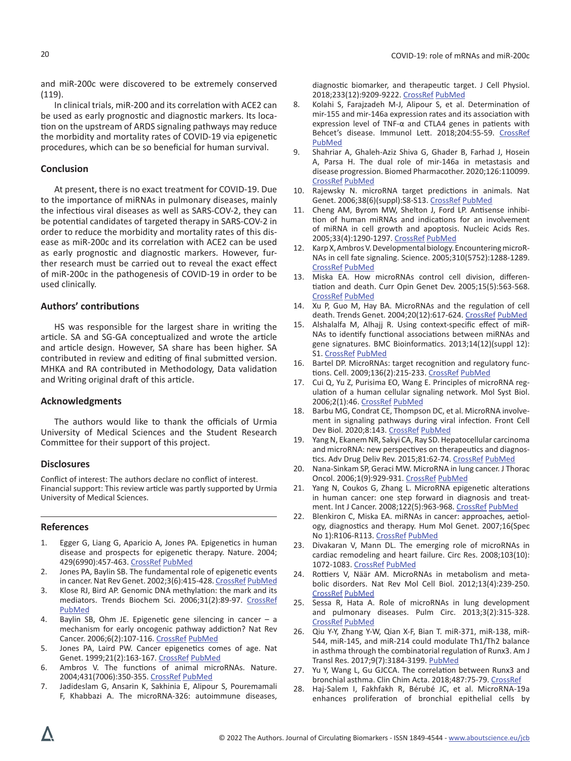and miR-200c were discovered to be extremely conserved (119).

In clinical trials, miR-200 and its correlation with ACE2 can be used as early prognostic and diagnostic markers. Its location on the upstream of ARDS signaling pathways may reduce the morbidity and mortality rates of COVID-19 via epigenetic procedures, which can be so beneficial for human survival.

## Conclusion

At present, there is no exact treatment for COVID-19. Due to the importance of miRNAs in pulmonary diseases, mainly the infectious viral diseases as well as SARS-COV-2, they can be potential candidates of targeted therapy in SARS-COV-2 in order to reduce the morbidity and mortality rates of this disease as miR-200c and its correlation with ACE2 can be used as early prognostic and diagnostic markers. However, further research must be carried out to reveal the exact effect of miR-200c in the pathogenesis of COVID-19 in order to be used clinically.

## Authors' contributions

HS was responsible for the largest share in writing the article. SA and SG-GA conceptualized and wrote the article and article design. However, SA share has been higher. SA contributed in review and editing of final submitted version. MHKA and RA contributed in Methodology, Data validation and Writing original draft of this article.

## Acknowledgments

The authors would like to thank the officials of Urmia University of Medical Sciences and the Student Research Committee for their support of this project.

## Disclosures

Conflict of interest: The authors declare no conflict of interest.
Financial support: This review article was partly supported by Urmia University of Medical Sciences.

## References

1. Egger G, Liang G, Aparicio A, Jones PA. Epigenetics in human disease and prospects for epigenetic therapy. Nature. 2004; 429(6990):457-463. CrossRef PubMed
2. Jones PA, Baylin SB. The fundamental role of epigenetic events in cancer. Nat Rev Genet. 2002;3(6):415-428. CrossRef PubMed
3. Klose RJ, Bird AP. Genomic DNA methylation: the mark and its mediators. Trends Biochem Sci. 2006;31(2):89-97. CrossRef PubMed
4. Baylin SB, Ohm JE. Epigenetic gene silencing in cancer – a mechanism for early oncogenic pathway addiction? Nat Rev Cancer. 2006;6(2):107-116. CrossRef PubMed
5. Jones PA, Laird PW. Cancer epigenetics comes of age. Nat Genet. 1999;21(2):163-167. CrossRef PubMed
6. Ambros V. The functions of animal microRNAs. Nature. 2004;431(7006):350-355. CrossRef PubMed
7. Jadideslam G, Ansarin K, Sakhinia E, Alipour S, Pouremamali F, Khabbazi A. The microRNA-326: autoimmune diseases, diagnostic biomarker, and therapeutic target. J Cell Physiol. 2018;233(12):9209-9222. CrossRef PubMed
8. Kolahi S, Farajzadeh M-J, Alipour S, et al. Determination of mir-155 and mir-146a expression rates and its association with expression level of TNF-α and CTLA4 genes in patients with Behcet's disease. Immunol Lett. 2018;204:55-59. CrossRef PubMed
9. Shahriar A, Ghaleh-Aziz Shiva G, Ghader B, Farhad J, Hosein A, Parsa H. The dual role of mir-146a in metastasis and disease progression. Biomed Pharmacother. 2020;126:110099. CrossRef PubMed
10. Rajewsky N. microRNA target predictions in animals. Nat Genet. 2006;38(6)(suppl):S8-S13. CrossRef PubMed
11. Cheng AM, Byrom MW, Shelton J, Ford LP. Antisense inhibition of human miRNAs and indications for an involvement of miRNA in cell growth and apoptosis. Nucleic Acids Res. 2005;33(4):1290-1297. CrossRef PubMed
12. Karp X, Ambros V. Developmental biology. Encountering microRNAs in cell fate signaling. Science. 2005;310(5752):1288-1289. CrossRef PubMed
13. Miska EA. How microRNAs control cell division, differentiation and death. Curr Opin Genet Dev. 2005;15(5):563-568. CrossRef PubMed
14. Xu P, Guo M, Hay BA. MicroRNAs and the regulation of cell death. Trends Genet. 2004;20(12):617-624. CrossRef PubMed
15. Alshalalfa M, Alhajj R. Using context-specific effect of miRNAs to identify functional associations between miRNAs and gene signatures. BMC Bioinformatics. 2013;14(12)(suppl 12):S1. CrossRef PubMed
16. Bartel DP. MicroRNAs: target recognition and regulatory functions. Cell. 2009;136(2):215-233. CrossRef PubMed
17. Cui Q, Yu Z, Purisima EO, Wang E. Principles of microRNA regulation of a human cellular signaling network. Mol Syst Biol. 2006;2(1):46. CrossRef PubMed
18. Barbu MG, Condrat CE, Thompson DC, et al. MicroRNA involvement in signaling pathways during viral infection. Front Cell Dev Biol. 2020;8:143. CrossRef PubMed
19. Yang N, Ekanem NR, Sakyi CA, Ray SD. Hepatocellular carcinoma and microRNA: new perspectives on therapeutics and diagnostics. Adv Drug Deliv Rev. 2015;81:62-74. CrossRef PubMed
20. Nana-Sinkam SP, Geraci MW. MicroRNA in lung cancer. J Thorac Oncol. 2006;1(9):929-931. CrossRef PubMed
21. Yang N, Coukos G, Zhang L. MicroRNA epigenetic alterations in human cancer: one step forward in diagnosis and treatment. Int J Cancer. 2008;122(5):963-968. CrossRef PubMed
22. Blenkiron C, Miska EA. miRNAs in cancer: approaches, aetiology, diagnostics and therapy. Hum Mol Genet. 2007;16(Spec No 1):R106-R113. CrossRef PubMed
23. Divakaran V, Mann DL. The emerging role of microRNAs in cardiac remodeling and heart failure. Circ Res. 2008;103(10):1072-1083. CrossRef PubMed
24. Rottiers V, Näär AM. MicroRNAs in metabolism and metabolic disorders. Nat Rev Mol Cell Biol. 2012;13(4):239-250. CrossRef PubMed
25. Sessa R, Hata A. Role of microRNAs in lung development and pulmonary diseases. Pulm Circ. 2013;3(2):315-328. CrossRef PubMed
26. Qiu Y-Y, Zhang Y-W, Qian X-F, Bian T. miR-371, miR-138, miR-544, miR-145, and miR-214 could modulate Th1/Th2 balance in asthma through the combinatorial regulation of Runx3. Am J Transl Res. 2017;9(7):3184-3199. PubMed
27. Yu Y, Wang L, Gu GJCCA. The correlation between Runx3 and bronchial asthma. Clin Chim Acta. 2018;487:75-79. CrossRef
28. Haj-Salem I, Fakhfakh R, Bérubé JC, et al. MicroRNA-19a enhances proliferation of bronchial epithelial cells by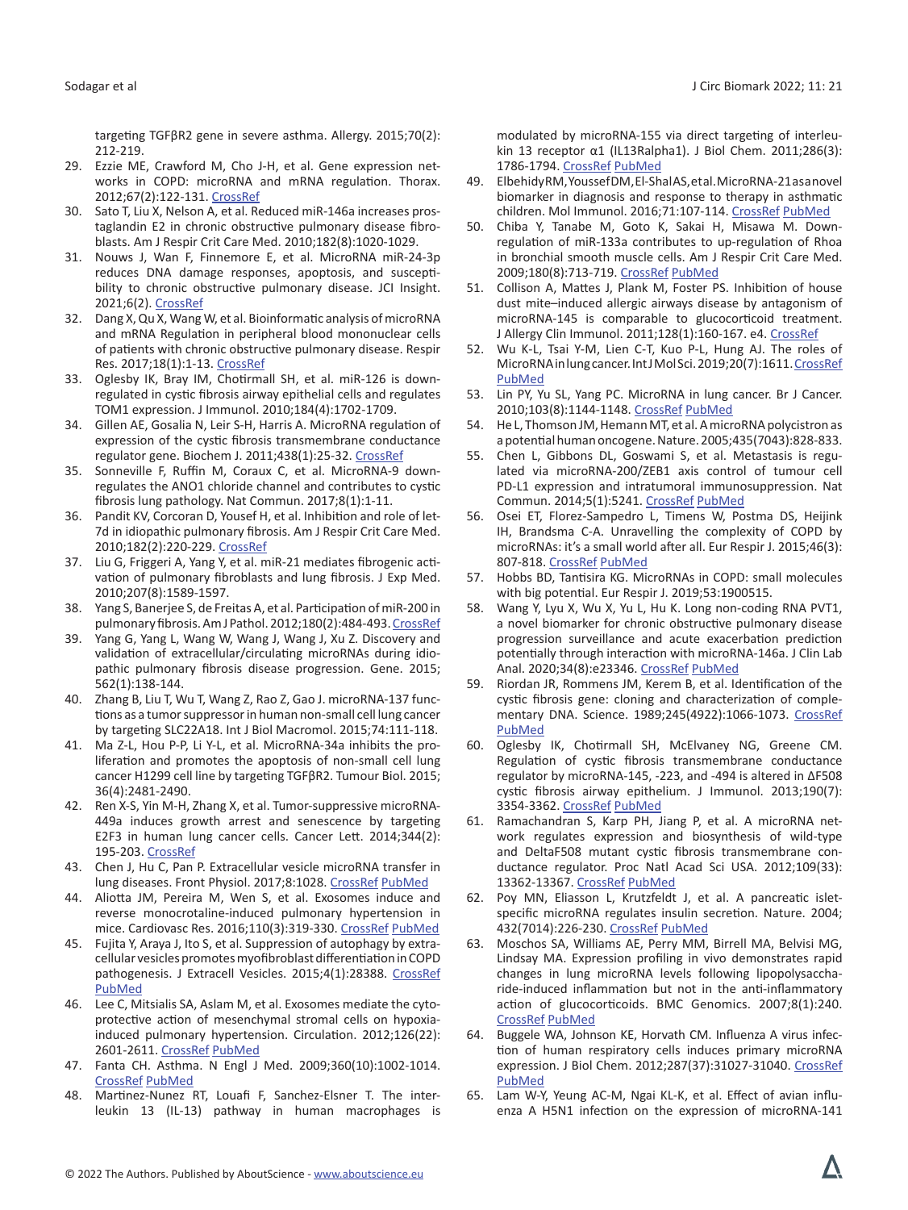targeting TGFβR2 gene in severe asthma. Allergy. 2015;70(2): 212-219.

29. Ezzie ME, Crawford M, Cho J-H, et al. Gene expression networks in COPD: microRNA and mRNA regulation. Thorax. 2012;67(2):122-131. CrossRef
30. Sato T, Liu X, Nelson A, et al. Reduced miR-146a increases prostaglandin E2 in chronic obstructive pulmonary disease fibroblasts. Am J Respir Crit Care Med. 2010;182(8):1020-1029.
31. Nouws J, Wan F, Finnemore E, et al. MicroRNA miR-24-3p reduces DNA damage responses, apoptosis, and susceptibility to chronic obstructive pulmonary disease. JCI Insight. 2021;6(2). CrossRef
32. Dang X, Qu X, Wang W, et al. Bioinformatic analysis of microRNA and mRNA Regulation in peripheral blood mononuclear cells of patients with chronic obstructive pulmonary disease. Respir Res. 2017;18(1):1-13. CrossRef
33. Oglesby IK, Bray IM, Chotirmall SH, et al. miR-126 is downregulated in cystic fibrosis airway epithelial cells and regulates TOM1 expression. J Immunol. 2010;184(4):1702-1709.
34. Gillen AE, Gosalia N, Leir S-H, Harris A. MicroRNA regulation of expression of the cystic fibrosis transmembrane conductance regulator gene. Biochem J. 2011;438(1):25-32. CrossRef
35. Sonneville F, Ruffin M, Coraux C, et al. MicroRNA-9 downregulates the ANO1 chloride channel and contributes to cystic fibrosis lung pathology. Nat Commun. 2017;8(1):1-11.
36. Pandit KV, Corcoran D, Yousef H, et al. Inhibition and role of let-7d in idiopathic pulmonary fibrosis. Am J Respir Crit Care Med. 2010;182(2):220-229. CrossRef
37. Liu G, Friggeri A, Yang Y, et al. miR-21 mediates fibrogenic activation of pulmonary fibroblasts and lung fibrosis. J Exp Med. 2010;207(8):1589-1597.
38. Yang S, Banerjee S, de Freitas A, et al. Participation of miR-200 in pulmonary fibrosis. Am J Pathol. 2012;180(2):484-493. CrossRef
39. Yang G, Yang L, Wang W, Wang J, Wang J, Xu Z. Discovery and validation of extracellular/circulating microRNAs during idiopathic pulmonary fibrosis disease progression. Gene. 2015; 562(1):138-144.
40. Zhang B, Liu T, Wu T, Wang Z, Rao Z, Gao J. microRNA-137 functions as a tumor suppressor in human non-small cell lung cancer by targeting SLC22A18. Int J Biol Macromol. 2015;74:111-118.
41. Ma Z-L, Hou P-P, Li Y-L, et al. MicroRNA-34a inhibits the proliferation and promotes the apoptosis of non-small cell lung cancer H1299 cell line by targeting TGFβR2. Tumour Biol. 2015; 36(4):2481-2490.
42. Ren X-S, Yin M-H, Zhang X, et al. Tumor-suppressive microRNA-449a induces growth arrest and senescence by targeting E2F3 in human lung cancer cells. Cancer Lett. 2014;344(2): 195-203. CrossRef
43. Chen J, Hu C, Pan P. Extracellular vesicle microRNA transfer in lung diseases. Front Physiol. 2017;8:1028. CrossRef PubMed
44. Aliotta JM, Pereira M, Wen S, et al. Exosomes induce and reverse monocrotaline-induced pulmonary hypertension in mice. Cardiovasc Res. 2016;110(3):319-330. CrossRef PubMed
45. Fujita Y, Araya J, Ito S, et al. Suppression of autophagy by extracellular vesicles promotes myofibroblast differentiation in COPD pathogenesis. J Extracell Vesicles. 2015;4(1):28388. CrossRef PubMed
46. Lee C, Mitsialis SA, Aslam M, et al. Exosomes mediate the cytoprotective action of mesenchymal stromal cells on hypoxia-induced pulmonary hypertension. Circulation. 2012;126(22): 2601-2611. CrossRef PubMed
47. Fanta CH. Asthma. N Engl J Med. 2009;360(10):1002-1014. CrossRef PubMed
48. Martinez-Nunez RT, Louafi F, Sanchez-Elsner T. The interleukin 13 (IL-13) pathway in human macrophages is modulated by microRNA-155 via direct targeting of interleukin 13 receptor α1 (IL13Ralpha1). J Biol Chem. 2011;286(3): 1786-1794. CrossRef PubMed
49. Elbehidy RM, Youssef DM, El-Shal AS, et al. MicroRNA-21 as a novel biomarker in diagnosis and response to therapy in asthmatic children. Mol Immunol. 2016;71:107-114. CrossRef PubMed
50. Chiba Y, Tanabe M, Goto K, Sakai H, Misawa M. Down-regulation of miR-133a contributes to up-regulation of Rhoa in bronchial smooth muscle cells. Am J Respir Crit Care Med. 2009;180(8):713-719. CrossRef PubMed
51. Collison A, Mattes J, Plank M, Foster PS. Inhibition of house dust mite–induced allergic airways disease by antagonism of microRNA-145 is comparable to glucocorticoid treatment. J Allergy Clin Immunol. 2011;128(1):160-167. e4. CrossRef
52. Wu K-L, Tsai Y-M, Lien C-T, Kuo P-L, Hung AJ. The roles of MicroRNA in lung cancer. Int J Mol Sci. 2019;20(7):1611. CrossRef PubMed
53. Lin PY, Yu SL, Yang PC. MicroRNA in lung cancer. Br J Cancer. 2010;103(8):1144-1148. CrossRef PubMed
54. He L, Thomson JM, Hemann MT, et al. A microRNA polycistron as a potential human oncogene. Nature. 2005;435(7043):828-833.
55. Chen L, Gibbons DL, Goswami S, et al. Metastasis is regulated via microRNA-200/ZEB1 axis control of tumour cell PD-L1 expression and intratumoral immunosuppression. Nat Commun. 2014;5(1):5241. CrossRef PubMed
56. Osei ET, Florez-Sampedro L, Timens W, Postma DS, Heijink IH, Brandsma C-A. Unravelling the complexity of COPD by microRNAs: it's a small world after all. Eur Respir J. 2015;46(3): 807-818. CrossRef PubMed
57. Hobbs BD, Tantisira KG. MicroRNAs in COPD: small molecules with big potential. Eur Respir J. 2019;53:1900515.
58. Wang Y, Lyu X, Wu X, Yu L, Hu K. Long non-coding RNA PVT1, a novel biomarker for chronic obstructive pulmonary disease progression surveillance and acute exacerbation prediction potentially through interaction with microRNA-146a. J Clin Lab Anal. 2020;34(8):e23346. CrossRef PubMed
59. Riordan JR, Rommens JM, Kerem B, et al. Identification of the cystic fibrosis gene: cloning and characterization of complementary DNA. Science. 1989;245(4922):1066-1073. CrossRef PubMed
60. Oglesby IK, Chotirmall SH, McElvaney NG, Greene CM. Regulation of cystic fibrosis transmembrane conductance regulator by microRNA-145, -223, and -494 is altered in ΔF508 cystic fibrosis airway epithelium. J Immunol. 2013;190(7): 3354-3362. CrossRef PubMed
61. Ramachandran S, Karp PH, Jiang P, et al. A microRNA network regulates expression and biosynthesis of wild-type and DeltaF508 mutant cystic fibrosis transmembrane conductance regulator. Proc Natl Acad Sci USA. 2012;109(33): 13362-13367. CrossRef PubMed
62. Poy MN, Eliasson L, Krutzfeldt J, et al. A pancreatic islet-specific microRNA regulates insulin secretion. Nature. 2004; 432(7014):226-230. CrossRef PubMed
63. Moschos SA, Williams AE, Perry MM, Birrell MA, Belvisi MG, Lindsay MA. Expression profiling in vivo demonstrates rapid changes in lung microRNA levels following lipopolysaccharide-induced inflammation but not in the anti-inflammatory action of glucocorticoids. BMC Genomics. 2007;8(1):240. CrossRef PubMed
64. Buggele WA, Johnson KE, Horvath CM. Influenza A virus infection of human respiratory cells induces primary microRNA expression. J Biol Chem. 2012;287(37):31027-31040. CrossRef PubMed
65. Lam W-Y, Yeung AC-M, Ngai KL-K, et al. Effect of avian influenza A H5N1 infection on the expression of microRNA-141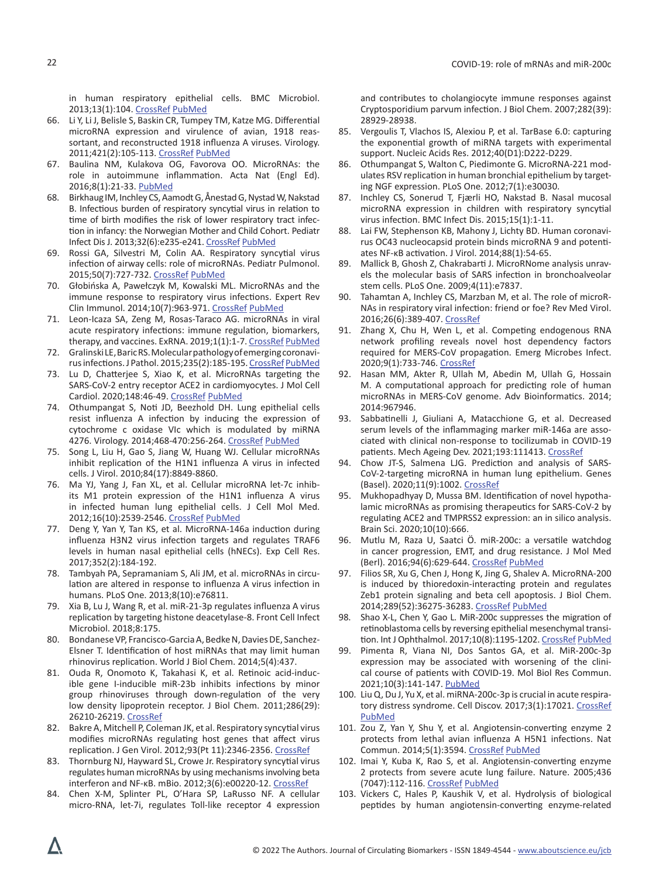in human respiratory epithelial cells. BMC Microbiol. 2013;13(1):104. CrossRef PubMed

66. Li Y, Li J, Belisle S, Baskin CR, Tumpey TM, Katze MG. Differential microRNA expression and virulence of avian, 1918 reassortant, and reconstructed 1918 influenza A viruses. Virology. 2011;421(2):105-113. CrossRef PubMed
67. Baulina NM, Kulakova OG, Favorova OO. MicroRNAs: the role in autoimmune inflammation. Acta Nat (Engl Ed). 2016;8(1):21-33. PubMed
68. Birkhaug IM, Inchley CS, Aamodt G, Ånestad G, Nystad W, Nakstad B. Infectious burden of respiratory syncytial virus in relation to time of birth modifies the risk of lower respiratory tract infection in infancy: the Norwegian Mother and Child Cohort. Pediatr Infect Dis J. 2013;32(6):e235-e241. CrossRef PubMed
69. Rossi GA, Silvestri M, Colin AA. Respiratory syncytial virus infection of airway cells: role of microRNAs. Pediatr Pulmonol. 2015;50(7):727-732. CrossRef PubMed
70. Głobińska A, Pawełczyk M, Kowalski ML. MicroRNAs and the immune response to respiratory virus infections. Expert Rev Clin Immunol. 2014;10(7):963-971. CrossRef PubMed
71. Leon-Icaza SA, Zeng M, Rosas-Taraco AG. microRNAs in viral acute respiratory infections: immune regulation, biomarkers, therapy, and vaccines. ExRNA. 2019;1(1):1-7. CrossRef PubMed
72. Gralinski LE, Baric RS. Molecular pathology of emerging coronavirus infections. J Pathol. 2015;235(2):185-195. CrossRef PubMed
73. Lu D, Chatterjee S, Xiao K, et al. MicroRNAs targeting the SARS-CoV-2 entry receptor ACE2 in cardiomyocytes. J Mol Cell Cardiol. 2020;148:46-49. CrossRef PubMed
74. Othumpangat S, Noti JD, Beezhold DH. Lung epithelial cells resist influenza A infection by inducing the expression of cytochrome c oxidase VIc which is modulated by miRNA 4276. Virology. 2014;468-470:256-264. CrossRef PubMed
75. Song L, Liu H, Gao S, Jiang W, Huang WJ. Cellular microRNAs inhibit replication of the H1N1 influenza A virus in infected cells. J Virol. 2010;84(17):8849-8860.
76. Ma YJ, Yang J, Fan XL, et al. Cellular microRNA let-7c inhibits M1 protein expression of the H1N1 influenza A virus in infected human lung epithelial cells. J Cell Mol Med. 2012;16(10):2539-2546. CrossRef PubMed
77. Deng Y, Yan Y, Tan KS, et al. MicroRNA-146a induction during influenza H3N2 virus infection targets and regulates TRAF6 levels in human nasal epithelial cells (hNECs). Exp Cell Res. 2017;352(2):184-192.
78. Tambyah PA, Sepramaniam S, Ali JM, et al. microRNAs in circulation are altered in response to influenza A virus infection in humans. PLoS One. 2013;8(10):e76811.
79. Xia B, Lu J, Wang R, et al. miR-21-3p regulates influenza A virus replication by targeting histone deacetylase-8. Front Cell Infect Microbiol. 2018;8:175.
80. Bondanese VP, Francisco-Garcia A, Bedke N, Davies DE, Sanchez-Elsner T. Identification of host miRNAs that may limit human rhinovirus replication. World J Biol Chem. 2014;5(4):437.
81. Ouda R, Onomoto K, Takahasi K, et al. Retinoic acid-inducible gene I-inducible miR-23b inhibits infections by minor group rhinoviruses through down-regulation of the very low density lipoprotein receptor. J Biol Chem. 2011;286(29):26210-26219. CrossRef
82. Bakre A, Mitchell P, Coleman JK, et al. Respiratory syncytial virus modifies microRNAs regulating host genes that affect virus replication. J Gen Virol. 2012;93(Pt 11):2346-2356. CrossRef
83. Thornburg NJ, Hayward SL, Crowe Jr. Respiratory syncytial virus regulates human microRNAs by using mechanisms involving beta interferon and NF-κB. mBio. 2012;3(6):e00220-12. CrossRef
84. Chen X-M, Splinter PL, O'Hara SP, LaRusso NF. A cellular micro-RNA, let-7i, regulates Toll-like receptor 4 expression and contributes to cholangiocyte immune responses against Cryptosporidium parvum infection. J Biol Chem. 2007;282(39):28929-28938.
85. Vergoulis T, Vlachos IS, Alexiou P, et al. TarBase 6.0: capturing the exponential growth of miRNA targets with experimental support. Nucleic Acids Res. 2012;40(D1):D222-D229.
86. Othumpangat S, Walton C, Piedimonte G. MicroRNA-221 modulates RSV replication in human bronchial epithelium by targeting NGF expression. PLoS One. 2012;7(1):e30030.
87. Inchley CS, Sonerud T, Fjærli HO, Nakstad B. Nasal mucosal microRNA expression in children with respiratory syncytial virus infection. BMC Infect Dis. 2015;15(1):1-11.
88. Lai FW, Stephenson KB, Mahony J, Lichty BD. Human coronavirus OC43 nucleocapsid protein binds microRNA 9 and potentiates NF-κB activation. J Virol. 2014;88(1):54-65.
89. Mallick B, Ghosh Z, Chakrabarti J. MicroRNome analysis unravels the molecular basis of SARS infection in bronchoalveolar stem cells. PLoS One. 2009;4(11):e7837.
90. Tahamtan A, Inchley CS, Marzban M, et al. The role of microRNAs in respiratory viral infection: friend or foe? Rev Med Virol. 2016;26(6):389-407. CrossRef
91. Zhang X, Chu H, Wen L, et al. Competing endogenous RNA network profiling reveals novel host dependency factors required for MERS-CoV propagation. Emerg Microbes Infect. 2020;9(1):733-746. CrossRef
92. Hasan MM, Akter R, Ullah M, Abedin M, Ullah G, Hossain M. A computational approach for predicting role of human microRNAs in MERS-CoV genome. Adv Bioinformatics. 2014;2014:967946.
93. Sabbatinelli J, Giuliani A, Matacchione G, et al. Decreased serum levels of the inflammaging marker miR-146a are associated with clinical non-response to tocilizumab in COVID-19 patients. Mech Ageing Dev. 2021;193:111413. CrossRef
94. Chow JT-S, Salmena LJG. Prediction and analysis of SARS-CoV-2-targeting microRNA in human lung epithelium. Genes (Basel). 2020;11(9):1002. CrossRef
95. Mukhopadhyay D, Mussa BM. Identification of novel hypothalamic microRNAs as promising therapeutics for SARS-CoV-2 by regulating ACE2 and TMPRSS2 expression: an in silico analysis. Brain Sci. 2020;10(10):666.
96. Mutlu M, Raza U, Saatci Ö. miR-200c: a versatile watchdog in cancer progression, EMT, and drug resistance. J Mol Med (Berl). 2016;94(6):629-644. CrossRef PubMed
97. Filios SR, Xu G, Chen J, Hong K, Jing G, Shalev A. MicroRNA-200 is induced by thioredoxin-interacting protein and regulates Zeb1 protein signaling and beta cell apoptosis. J Biol Chem. 2014;289(52):36275-36283. CrossRef PubMed
98. Shao X-L, Chen Y, Gao L. MiR-200c suppresses the migration of retinoblastoma cells by reversing epithelial mesenchymal transition. Int J Ophthalmol. 2017;10(8):1195-1202. CrossRef PubMed
99. Pimenta R, Viana NI, Dos Santos GA, et al. MiR-200c-3p expression may be associated with worsening of the clinical course of patients with COVID-19. Mol Biol Res Commun. 2021;10(3):141-147. PubMed
100. Liu Q, Du J, Yu X, et al. miRNA-200c-3p is crucial in acute respiratory distress syndrome. Cell Discov. 2017;3(1):17021. CrossRef PubMed
101. Zou Z, Yan Y, Shu Y, et al. Angiotensin-converting enzyme 2 protects from lethal avian influenza A H5N1 infections. Nat Commun. 2014;5(1):3594. CrossRef PubMed
102. Imai Y, Kuba K, Rao S, et al. Angiotensin-converting enzyme 2 protects from severe acute lung failure. Nature. 2005;436(7047):112-116. CrossRef PubMed
103. Vickers C, Hales P, Kaushik V, et al. Hydrolysis of biological peptides by human angiotensin-converting enzyme-related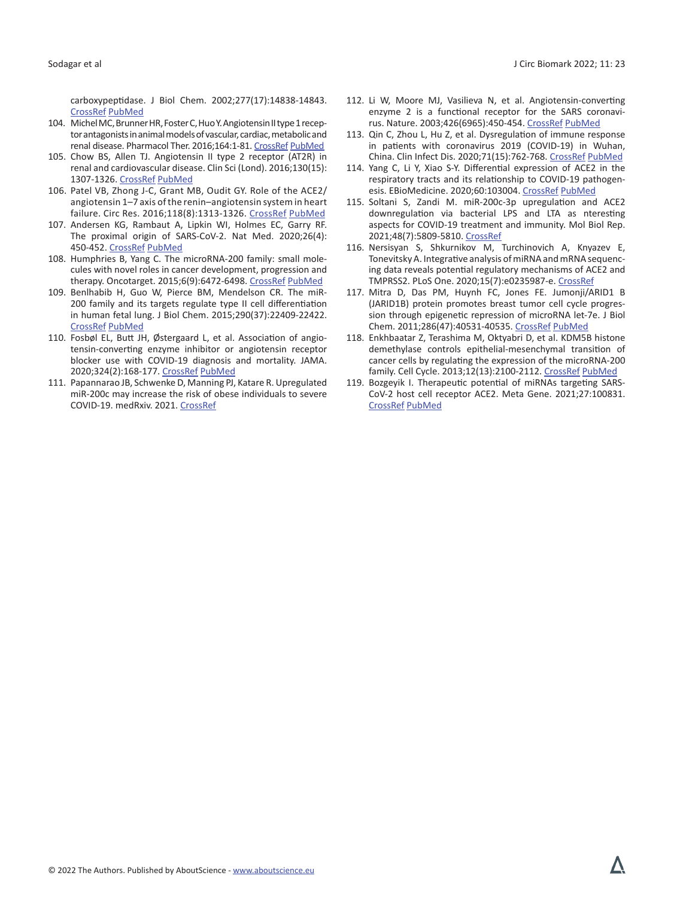carboxypeptidase. J Biol Chem. 2002;277(17):14838-14843. CrossRef PubMed

104. Michel MC, Brunner HR, Foster C, Huo Y. Angiotensin II type 1 receptor antagonists in animal models of vascular, cardiac, metabolic and renal disease. Pharmacol Ther. 2016;164:1-81. CrossRef PubMed
105. Chow BS, Allen TJ. Angiotensin II type 2 receptor (AT2R) in renal and cardiovascular disease. Clin Sci (Lond). 2016;130(15): 1307-1326. CrossRef PubMed
106. Patel VB, Zhong J-C, Grant MB, Oudit GY. Role of the ACE2/angiotensin 1–7 axis of the renin–angiotensin system in heart failure. Circ Res. 2016;118(8):1313-1326. CrossRef PubMed
107. Andersen KG, Rambaut A, Lipkin WI, Holmes EC, Garry RF. The proximal origin of SARS-CoV-2. Nat Med. 2020;26(4): 450-452. CrossRef PubMed
108. Humphries B, Yang C. The microRNA-200 family: small molecules with novel roles in cancer development, progression and therapy. Oncotarget. 2015;6(9):6472-6498. CrossRef PubMed
109. Benlhabib H, Guo W, Pierce BM, Mendelson CR. The miR-200 family and its targets regulate type II cell differentiation in human fetal lung. J Biol Chem. 2015;290(37):22409-22422. CrossRef PubMed
110. Fosbøl EL, Butt JH, Østergaard L, et al. Association of angiotensin-converting enzyme inhibitor or angiotensin receptor blocker use with COVID-19 diagnosis and mortality. JAMA. 2020;324(2):168-177. CrossRef PubMed
111. Papannarao JB, Schwenke D, Manning PJ, Katare R. Upregulated miR-200c may increase the risk of obese individuals to severe COVID-19. medRxiv. 2021. CrossRef
112. Li W, Moore MJ, Vasilieva N, et al. Angiotensin-converting enzyme 2 is a functional receptor for the SARS coronavirus. Nature. 2003;426(6965):450-454. CrossRef PubMed
113. Qin C, Zhou L, Hu Z, et al. Dysregulation of immune response in patients with coronavirus 2019 (COVID-19) in Wuhan, China. Clin Infect Dis. 2020;71(15):762-768. CrossRef PubMed
114. Yang C, Li Y, Xiao S-Y. Differential expression of ACE2 in the respiratory tracts and its relationship to COVID-19 pathogenesis. EBioMedicine. 2020;60:103004. CrossRef PubMed
115. Soltani S, Zandi M. miR-200c-3p upregulation and ACE2 downregulation via bacterial LPS and LTA as nteresting aspects for COVID-19 treatment and immunity. Mol Biol Rep. 2021;48(7):5809-5810. CrossRef
116. Nersisyan S, Shkurnikov M, Turchinovich A, Knyazev E, Tonevitsky A. Integrative analysis of miRNA and mRNA sequencing data reveals potential regulatory mechanisms of ACE2 and TMPRSS2. PLoS One. 2020;15(7):e0235987-e. CrossRef
117. Mitra D, Das PM, Huynh FC, Jones FE. Jumonji/ARID1 B (JARID1B) protein promotes breast tumor cell cycle progression through epigenetic repression of microRNA let-7e. J Biol Chem. 2011;286(47):40531-40535. CrossRef PubMed
118. Enkhbaatar Z, Terashima M, Oktyabri D, et al. KDM5B histone demethylase controls epithelial-mesenchymal transition of cancer cells by regulating the expression of the microRNA-200 family. Cell Cycle. 2013;12(13):2100-2112. CrossRef PubMed
119. Bozgeyik I. Therapeutic potential of miRNAs targeting SARS-CoV-2 host cell receptor ACE2. Meta Gene. 2021;27:100831. CrossRef PubMed